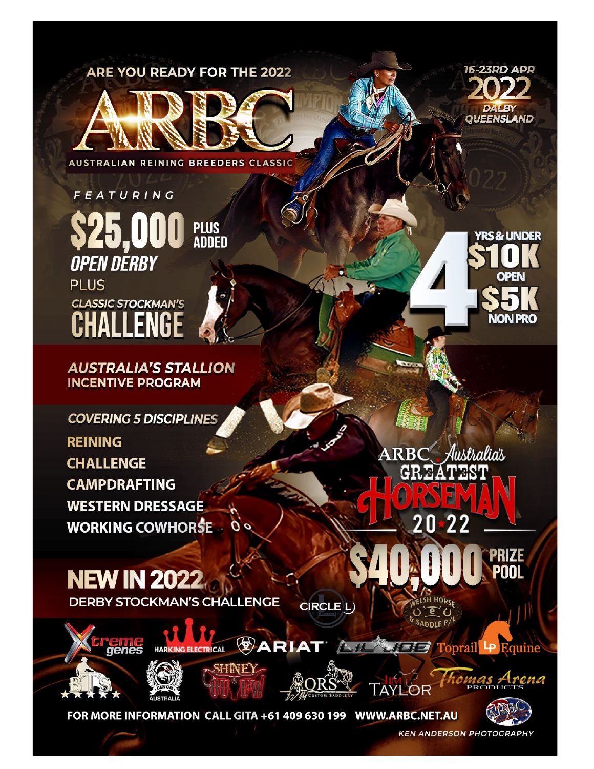ARE YOU READY FOR THE 2022

# ARBC

AUSTRALIAN REINING BREEDERS CLASSIC

16-23RD APR
2022
DALBY
QUEENSLAND

FEATURING

## $25,000 PLUS ADDED
### OPEN DERBY

PLUS

CLASSIC STOCKMAN'S
## CHALLENGE

4 YRS & UNDER
$10K OPEN
$5K NON PRO

### AUSTRALIA'S STALLION INCENTIVE PROGRAM

COVERING 5 DISCIPLINES

- REINING
- CHALLENGE
- CAMPDRAFTING
- WESTERN DRESSAGE
- WORKING COWHORSE

ARBC Australia's GREATEST HORSEMAN 2022

## $40,000 PRIZE POOL

## NEW IN 2022
DERBY STOCKMAN'S CHALLENGE

CIRCLE L
WELSH HORSE & SADDLE P/L
Xtreme genes
HARKING ELECTRICAL
ARIAT
LIL JOE
Toprail LP Equine
BTS
CINCH AUSTRALIA
SHINEY OUTLAW
QRS CUSTOM SADDLERY
JIM TAYLOR
Thomas Arena PRODUCTS

FOR MORE INFORMATION CALL GITA +61 409 630 199 WWW.ARBC.NET.AU

KEN ANDERSON PHOTOGRAPHY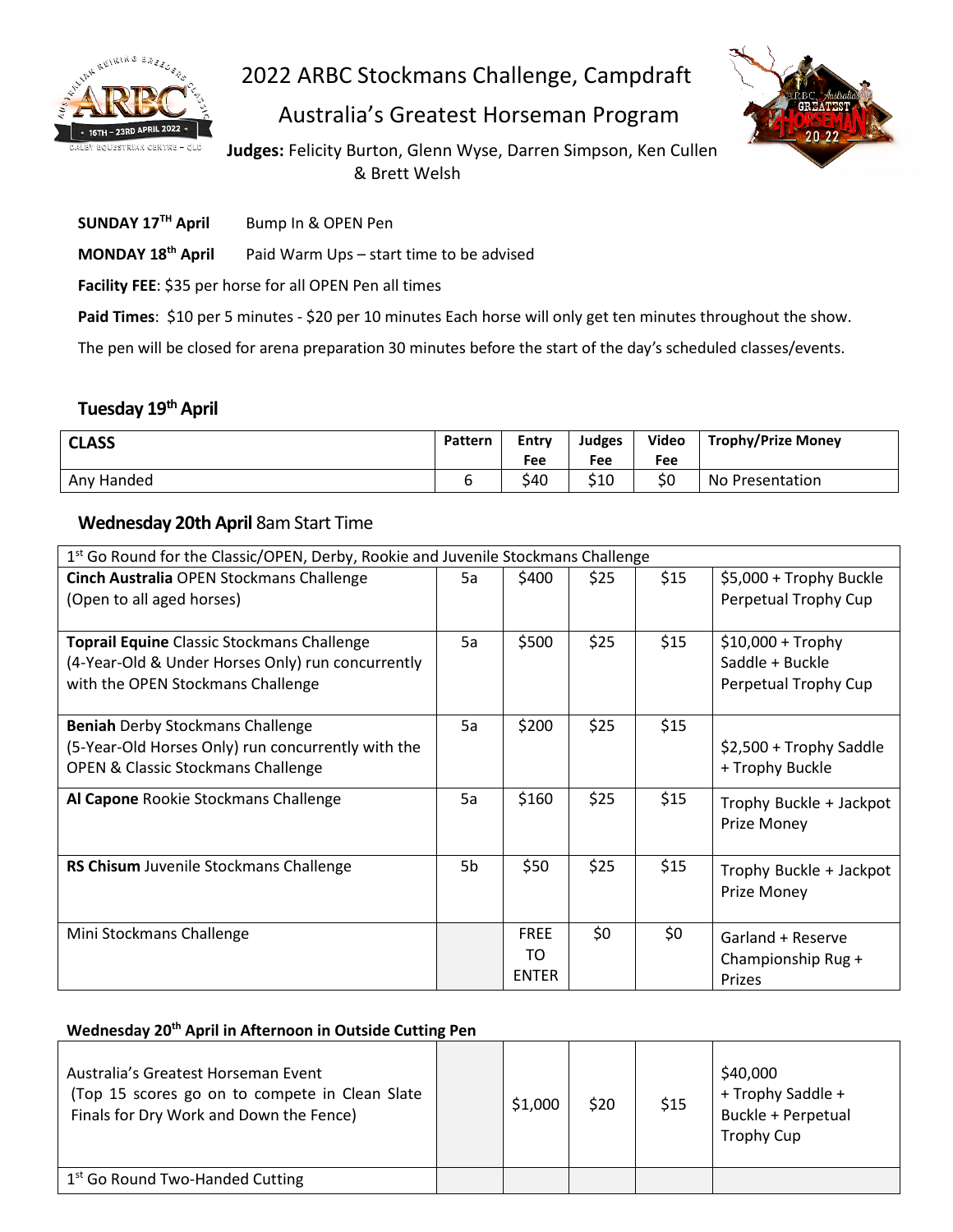# 2022 ARBC Stockmans Challenge, Campdraft

# Australia's Greatest Horseman Program

**Judges:** Felicity Burton, Glenn Wyse, Darren Simpson, Ken Cullen & Brett Welsh

**SUNDAY 17TH April** Bump In & OPEN Pen

**MONDAY 18th April** Paid Warm Ups – start time to be advised

**Facility FEE**: $35 per horse for all OPEN Pen all times

**Paid Times**: $10 per 5 minutes - $20 per 10 minutes Each horse will only get ten minutes throughout the show.

The pen will be closed for arena preparation 30 minutes before the start of the day's scheduled classes/events.

## Tuesday 19th April

| CLASS | Pattern | Entry Fee | Judges Fee | Video Fee | Trophy/Prize Money |
|---|---|---|---|---|---|
| Any Handed | 6 | $40 | $10 | $0 | No Presentation |

## Wednesday 20th April 8am Start Time

| 1st Go Round for the Classic/OPEN, Derby, Rookie and Juvenile Stockmans Challenge | | | | | |
|---|---|---|---|---|---|
| **Cinch Australia** OPEN Stockmans Challenge (Open to all aged horses) | 5a | $400 | $25 | $15 | $5,000 + Trophy Buckle Perpetual Trophy Cup |
| **Toprail Equine** Classic Stockmans Challenge (4-Year-Old & Under Horses Only) run concurrently with the OPEN Stockmans Challenge | 5a | $500 | $25 | $15 | $10,000 + Trophy Saddle + Buckle Perpetual Trophy Cup |
| **Beniah** Derby Stockmans Challenge (5-Year-Old Horses Only) run concurrently with the OPEN & Classic Stockmans Challenge | 5a | $200 | $25 | $15 | $2,500 + Trophy Saddle + Trophy Buckle |
| **Al Capone** Rookie Stockmans Challenge | 5a | $160 | $25 | $15 | Trophy Buckle + Jackpot Prize Money |
| **RS Chisum** Juvenile Stockmans Challenge | 5b | $50 | $25 | $15 | Trophy Buckle + Jackpot Prize Money |
| Mini Stockmans Challenge | | FREE TO ENTER | $0 | $0 | Garland + Reserve Championship Rug + Prizes |

### Wednesday 20th April in Afternoon in Outside Cutting Pen

| | | | | | |
|---|---|---|---|---|---|
| Australia's Greatest Horseman Event (Top 15 scores go on to compete in Clean Slate Finals for Dry Work and Down the Fence) | | $1,000 | $20 | $15 | $40,000 + Trophy Saddle + Buckle + Perpetual Trophy Cup |
| 1st Go Round Two-Handed Cutting | | | | | |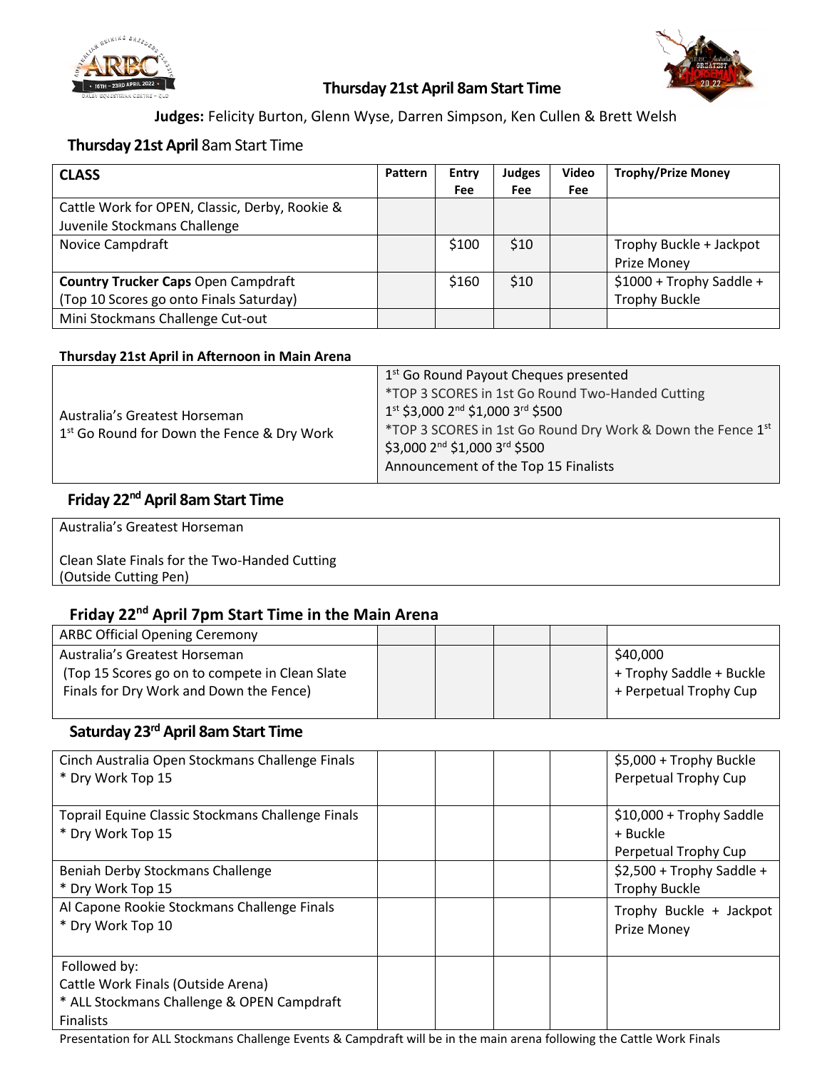## Thursday 21st April 8am Start Time

**Judges:** Felicity Burton, Glenn Wyse, Darren Simpson, Ken Cullen & Brett Welsh

### **Thursday 21st April** 8am Start Time

| **CLASS** | **Pattern** | **Entry Fee** | **Judges Fee** | **Video Fee** | **Trophy/Prize Money** |
|---|---|---|---|---|---|
| Cattle Work for OPEN, Classic, Derby, Rookie & Juvenile Stockmans Challenge | | | | | |
| Novice Campdraft | | $100 | $10 | | Trophy Buckle + Jackpot Prize Money |
| **Country Trucker Caps** Open Campdraft (Top 10 Scores go onto Finals Saturday) | | $160 | $10 | | $1000 + Trophy Saddle + Trophy Buckle |
| Mini Stockmans Challenge Cut-out | | | | | |

#### Thursday 21st April in Afternoon in Main Arena

| | |
|---|---|
| Australia's Greatest Horseman<br>1st Go Round for Down the Fence & Dry Work | 1st Go Round Payout Cheques presented<br>*TOP 3 SCORES in 1st Go Round Two-Handed Cutting<br>1st $3,000 2nd $1,000 3rd $500<br>*TOP 3 SCORES in 1st Go Round Dry Work & Down the Fence 1st $3,000 2nd $1,000 3rd $500<br>Announcement of the Top 15 Finalists |

### Friday 22nd April 8am Start Time

| |
|---|
| Australia's Greatest Horseman<br><br>Clean Slate Finals for the Two-Handed Cutting<br>(Outside Cutting Pen) |

### Friday 22nd April 7pm Start Time in the Main Arena

| | | | | | |
|---|---|---|---|---|---|
| ARBC Official Opening Ceremony | | | | | |
| Australia's Greatest Horseman<br>(Top 15 Scores go on to compete in Clean Slate Finals for Dry Work and Down the Fence) | | | | | $40,000<br>+ Trophy Saddle + Buckle<br>+ Perpetual Trophy Cup |

### Saturday 23rd April 8am Start Time

| | | | | | |
|---|---|---|---|---|---|
| Cinch Australia Open Stockmans Challenge Finals<br>* Dry Work Top 15 | | | | | $5,000 + Trophy Buckle<br>Perpetual Trophy Cup |
| Toprail Equine Classic Stockmans Challenge Finals<br>* Dry Work Top 15 | | | | | $10,000 + Trophy Saddle + Buckle<br>Perpetual Trophy Cup |
| Beniah Derby Stockmans Challenge<br>* Dry Work Top 15 | | | | | $2,500 + Trophy Saddle + Trophy Buckle |
| Al Capone Rookie Stockmans Challenge Finals<br>* Dry Work Top 10 | | | | | Trophy Buckle + Jackpot Prize Money |
| Followed by:<br>Cattle Work Finals (Outside Arena)<br>* ALL Stockmans Challenge & OPEN Campdraft Finalists | | | | | |

Presentation for ALL Stockmans Challenge Events & Campdraft will be in the main arena following the Cattle Work Finals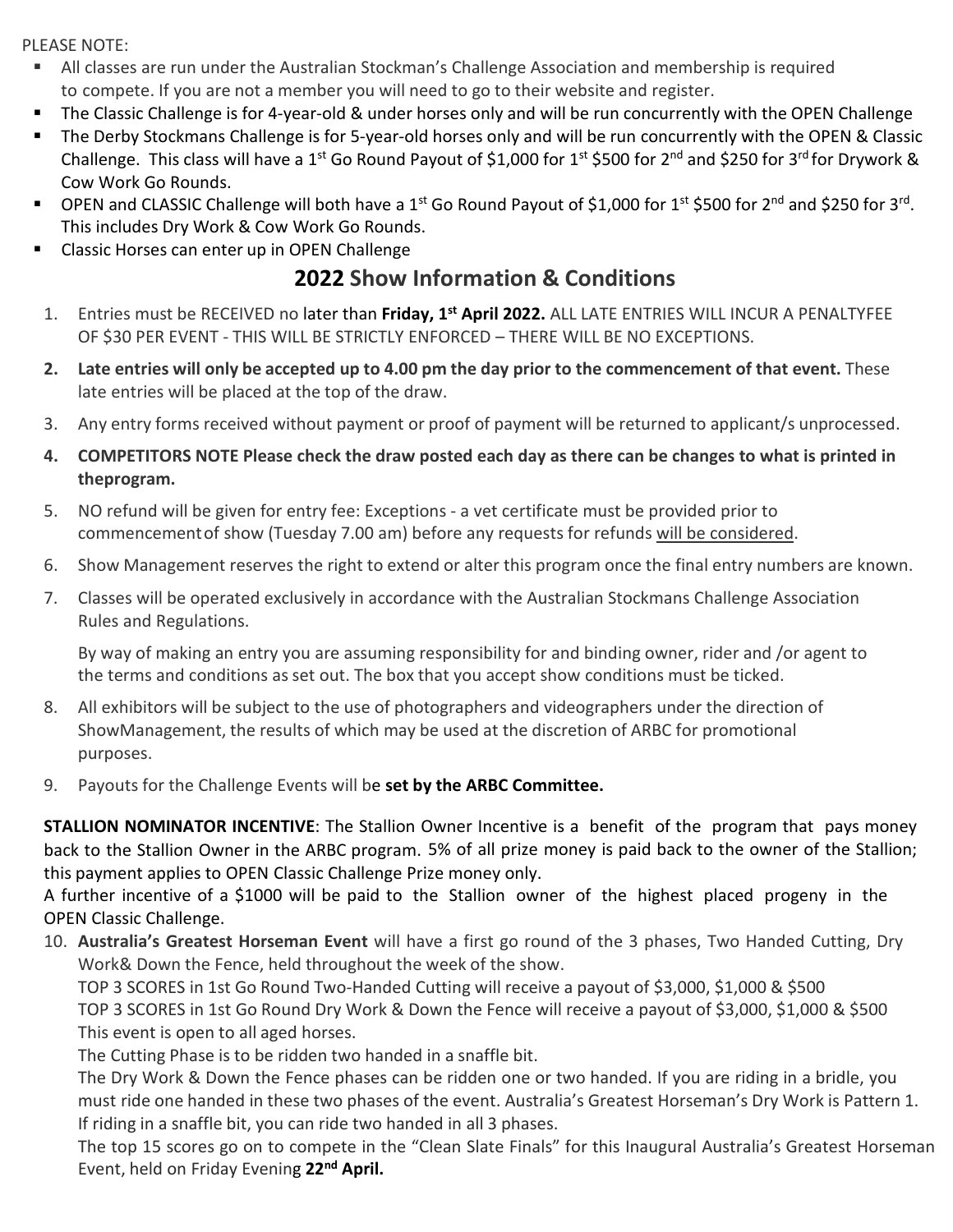PLEASE NOTE:

- All classes are run under the Australian Stockman's Challenge Association and membership is required to compete. If you are not a member you will need to go to their website and register.
- The Classic Challenge is for 4-year-old & under horses only and will be run concurrently with the OPEN Challenge
- The Derby Stockmans Challenge is for 5-year-old horses only and will be run concurrently with the OPEN & Classic Challenge. This class will have a 1st Go Round Payout of $1,000 for 1st $500 for 2nd and $250 for 3rd for Drywork & Cow Work Go Rounds.
- OPEN and CLASSIC Challenge will both have a 1st Go Round Payout of $1,000 for 1st $500 for 2nd and $250 for 3rd. This includes Dry Work & Cow Work Go Rounds.
- Classic Horses can enter up in OPEN Challenge

## 2022 Show Information & Conditions

1. Entries must be RECEIVED no later than **Friday, 1st April 2022.** ALL LATE ENTRIES WILL INCUR A PENALTYFEE OF $30 PER EVENT - THIS WILL BE STRICTLY ENFORCED – THERE WILL BE NO EXCEPTIONS.
2. **Late entries will only be accepted up to 4.00 pm the day prior to the commencement of that event.** These late entries will be placed at the top of the draw.
3. Any entry forms received without payment or proof of payment will be returned to applicant/s unprocessed.
4. **COMPETITORS NOTE Please check the draw posted each day as there can be changes to what is printed in theprogram.**
5. NO refund will be given for entry fee: Exceptions - a vet certificate must be provided prior to commencementof show (Tuesday 7.00 am) before any requests for refunds will be considered.
6. Show Management reserves the right to extend or alter this program once the final entry numbers are known.
7. Classes will be operated exclusively in accordance with the Australian Stockmans Challenge Association Rules and Regulations.

   By way of making an entry you are assuming responsibility for and binding owner, rider and /or agent to the terms and conditions as set out. The box that you accept show conditions must be ticked.
8. All exhibitors will be subject to the use of photographers and videographers under the direction of ShowManagement, the results of which may be used at the discretion of ARBC for promotional purposes.
9. Payouts for the Challenge Events will be **set by the ARBC Committee.**

**STALLION NOMINATOR INCENTIVE**: The Stallion Owner Incentive is a benefit of the program that pays money back to the Stallion Owner in the ARBC program. 5% of all prize money is paid back to the owner of the Stallion; this payment applies to OPEN Classic Challenge Prize money only.
A further incentive of a $1000 will be paid to the Stallion owner of the highest placed progeny in the OPEN Classic Challenge.

10. **Australia's Greatest Horseman Event** will have a first go round of the 3 phases, Two Handed Cutting, Dry Work& Down the Fence, held throughout the week of the show.
    TOP 3 SCORES in 1st Go Round Two-Handed Cutting will receive a payout of $3,000, $1,000 & $500
    TOP 3 SCORES in 1st Go Round Dry Work & Down the Fence will receive a payout of $3,000, $1,000 & $500
    This event is open to all aged horses.
    The Cutting Phase is to be ridden two handed in a snaffle bit.
    The Dry Work & Down the Fence phases can be ridden one or two handed. If you are riding in a bridle, you must ride one handed in these two phases of the event. Australia's Greatest Horseman's Dry Work is Pattern 1. If riding in a snaffle bit, you can ride two handed in all 3 phases.
    The top 15 scores go on to compete in the "Clean Slate Finals" for this Inaugural Australia's Greatest Horseman Event, held on Friday Evening **22nd April.**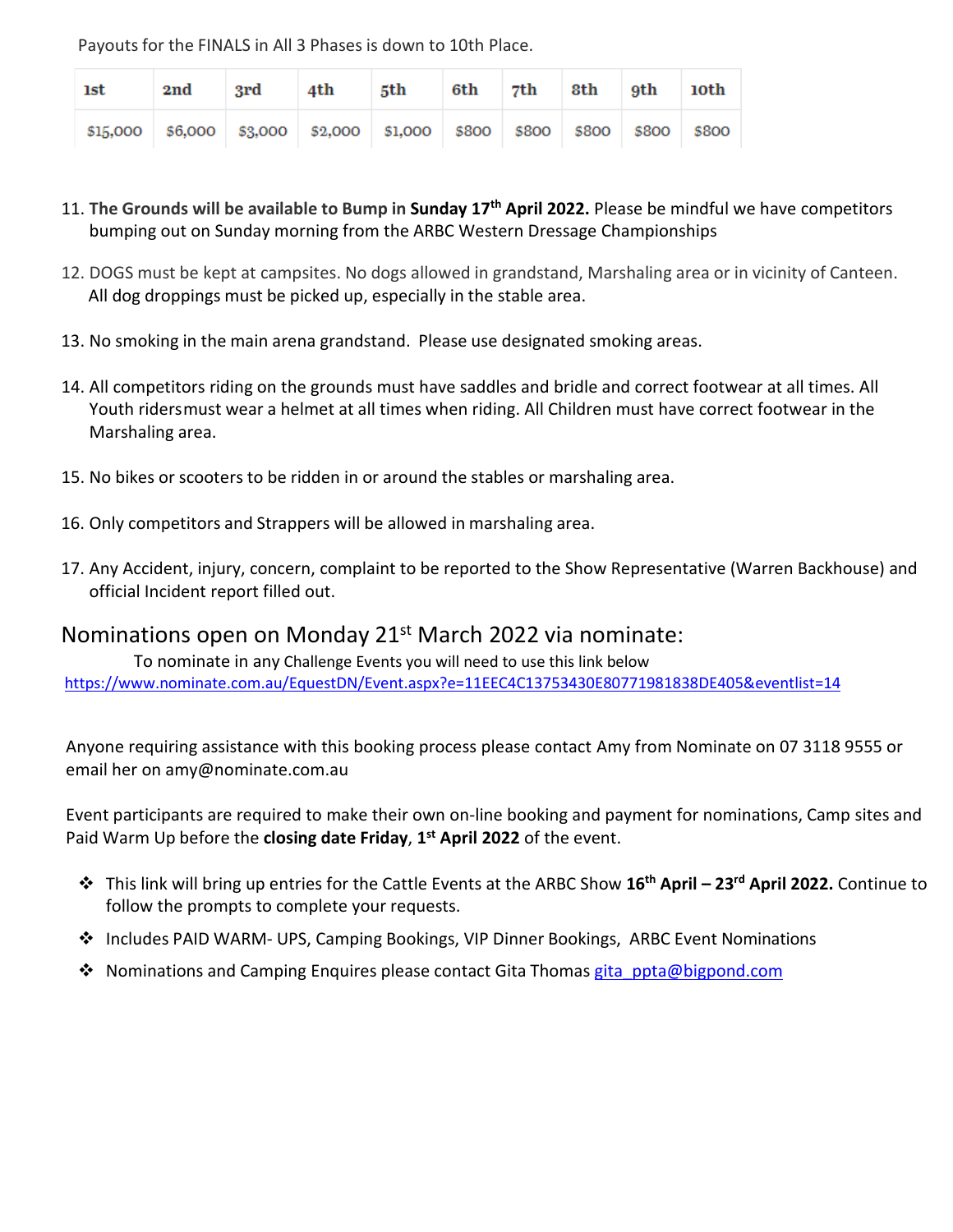Payouts for the FINALS in All 3 Phases is down to 10th Place.

| 1st | 2nd | 3rd | 4th | 5th | 6th | 7th | 8th | 9th | 10th |
|---|---|---|---|---|---|---|---|---|---|
| $15,000 | $6,000 | $3,000 | $2,000 | $1,000 | $800 | $800 | $800 | $800 | $800 |

11. **The Grounds will be available to Bump in Sunday 17th April 2022.** Please be mindful we have competitors bumping out on Sunday morning from the ARBC Western Dressage Championships
12. DOGS must be kept at campsites. No dogs allowed in grandstand, Marshaling area or in vicinity of Canteen. All dog droppings must be picked up, especially in the stable area.
13. No smoking in the main arena grandstand. Please use designated smoking areas.
14. All competitors riding on the grounds must have saddles and bridle and correct footwear at all times. All Youth ridersmust wear a helmet at all times when riding. All Children must have correct footwear in the Marshaling area.
15. No bikes or scooters to be ridden in or around the stables or marshaling area.
16. Only competitors and Strappers will be allowed in marshaling area.
17. Any Accident, injury, concern, complaint to be reported to the Show Representative (Warren Backhouse) and official Incident report filled out.

## Nominations open on Monday 21st March 2022 via nominate:

To nominate in any Challenge Events you will need to use this link below
https://www.nominate.com.au/EquestDN/Event.aspx?e=11EEC4C13753430E80771981838DE405&eventlist=14

Anyone requiring assistance with this booking process please contact Amy from Nominate on 07 3118 9555 or email her on amy@nominate.com.au

Event participants are required to make their own on-line booking and payment for nominations, Camp sites and Paid Warm Up before the **closing date Friday**, **1st April 2022** of the event.

- This link will bring up entries for the Cattle Events at the ARBC Show **16th April – 23rd April 2022.** Continue to follow the prompts to complete your requests.
- Includes PAID WARM- UPS, Camping Bookings, VIP Dinner Bookings, ARBC Event Nominations
- Nominations and Camping Enquires please contact Gita Thomas gita_ppta@bigpond.com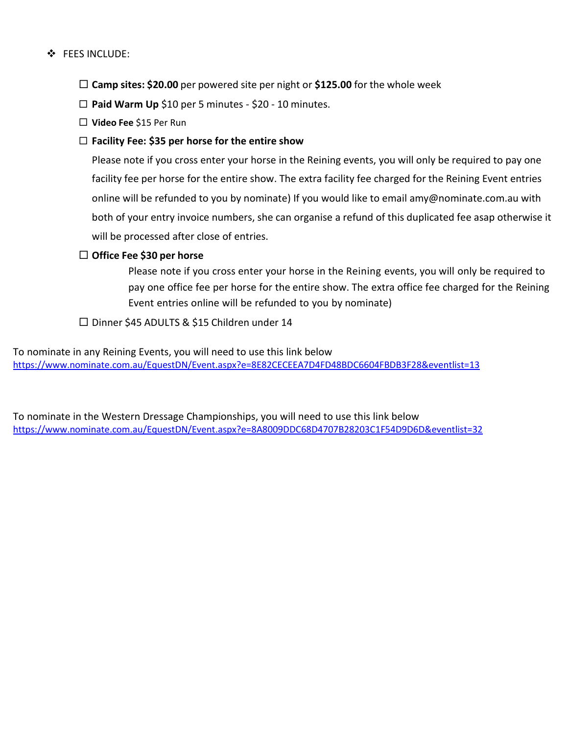- FEES INCLUDE:

  - ☐ **Camp sites: $20.00** per powered site per night or **$125.00** for the whole week
  - ☐ **Paid Warm Up** $10 per 5 minutes - $20 - 10 minutes.
  - ☐ **Video Fee** $15 Per Run
  - ☐ **Facility Fee: $35 per horse for the entire show**

    Please note if you cross enter your horse in the Reining events, you will only be required to pay one facility fee per horse for the entire show. The extra facility fee charged for the Reining Event entries online will be refunded to you by nominate) If you would like to email amy@nominate.com.au with both of your entry invoice numbers, she can organise a refund of this duplicated fee asap otherwise it will be processed after close of entries.
  - ☐ **Office Fee $30 per horse**

    Please note if you cross enter your horse in the Reining events, you will only be required to pay one office fee per horse for the entire show. The extra office fee charged for the Reining Event entries online will be refunded to you by nominate)
  - ☐ Dinner $45 ADULTS & $15 Children under 14

To nominate in any Reining Events, you will need to use this link below
https://www.nominate.com.au/EquestDN/Event.aspx?e=8E82CECEEA7D4FD48BDC6604FBDB3F28&eventlist=13

To nominate in the Western Dressage Championships, you will need to use this link below
https://www.nominate.com.au/EquestDN/Event.aspx?e=8A8009DDC68D4707B28203C1F54D9D6D&eventlist=32